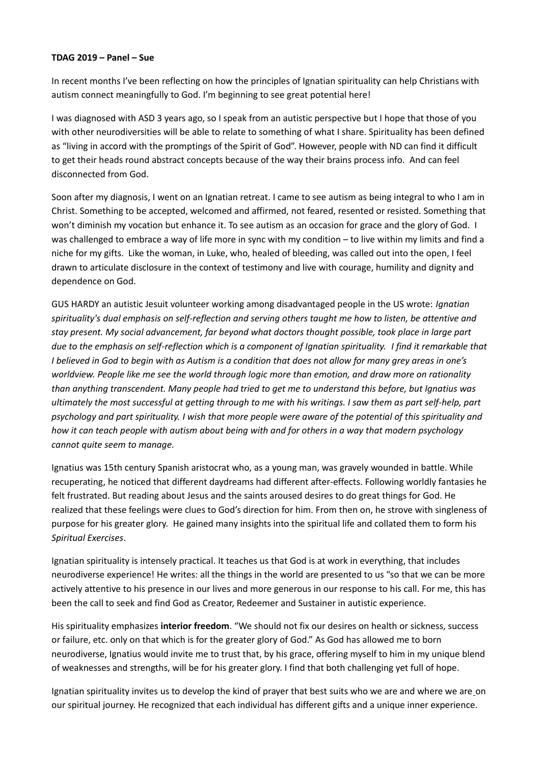**TDAG 2019 – Panel – Sue**

In recent months I've been reflecting on how the principles of Ignatian spirituality can help Christians with autism connect meaningfully to God. I'm beginning to see great potential here!

I was diagnosed with ASD 3 years ago, so I speak from an autistic perspective but I hope that those of you with other neurodiversities will be able to relate to something of what I share. Spirituality has been defined as "living in accord with the promptings of the Spirit of God". However, people with ND can find it difficult to get their heads round abstract concepts because of the way their brains process info. And can feel disconnected from God.

Soon after my diagnosis, I went on an Ignatian retreat. I came to see autism as being integral to who I am in Christ. Something to be accepted, welcomed and affirmed, not feared, resented or resisted. Something that won't diminish my vocation but enhance it. To see autism as an occasion for grace and the glory of God. I was challenged to embrace a way of life more in sync with my condition – to live within my limits and find a niche for my gifts. Like the woman, in Luke, who, healed of bleeding, was called out into the open, I feel drawn to articulate disclosure in the context of testimony and live with courage, humility and dignity and dependence on God.

GUS HARDY an autistic Jesuit volunteer working among disadvantaged people in the US wrote: *Ignatian spirituality's dual emphasis on self-reflection and serving others taught me how to listen, be attentive and stay present. My social advancement, far beyond what doctors thought possible, took place in large part due to the emphasis on self-reflection which is a component of Ignatian spirituality. I find it remarkable that I believed in God to begin with as Autism is a condition that does not allow for many grey areas in one's worldview. People like me see the world through logic more than emotion, and draw more on rationality than anything transcendent. Many people had tried to get me to understand this before, but Ignatius was ultimately the most successful at getting through to me with his writings. I saw them as part self-help, part psychology and part spirituality. I wish that more people were aware of the potential of this spirituality and how it can teach people with autism about being with and for others in a way that modern psychology cannot quite seem to manage.*

Ignatius was 15th century Spanish aristocrat who, as a young man, was gravely wounded in battle. While recuperating, he noticed that different daydreams had different after-effects. Following worldly fantasies he felt frustrated. But reading about Jesus and the saints aroused desires to do great things for God. He realized that these feelings were clues to God's direction for him. From then on, he strove with singleness of purpose for his greater glory. He gained many insights into the spiritual life and collated them to form his *Spiritual Exercises*.

Ignatian spirituality is intensely practical. It teaches us that God is at work in everything, that includes neurodiverse experience! He writes: all the things in the world are presented to us "so that we can be more actively attentive to his presence in our lives and more generous in our response to his call. For me, this has been the call to seek and find God as Creator, Redeemer and Sustainer in autistic experience.

His spirituality emphasizes **interior freedom**. "We should not fix our desires on health or sickness, success or failure, etc. only on that which is for the greater glory of God." As God has allowed me to born neurodiverse, Ignatius would invite me to trust that, by his grace, offering myself to him in my unique blend of weaknesses and strengths, will be for his greater glory. I find that both challenging yet full of hope.

Ignatian spirituality invites us to develop the kind of prayer that best suits who we are and where we are on our spiritual journey. He recognized that each individual has different gifts and a unique inner experience.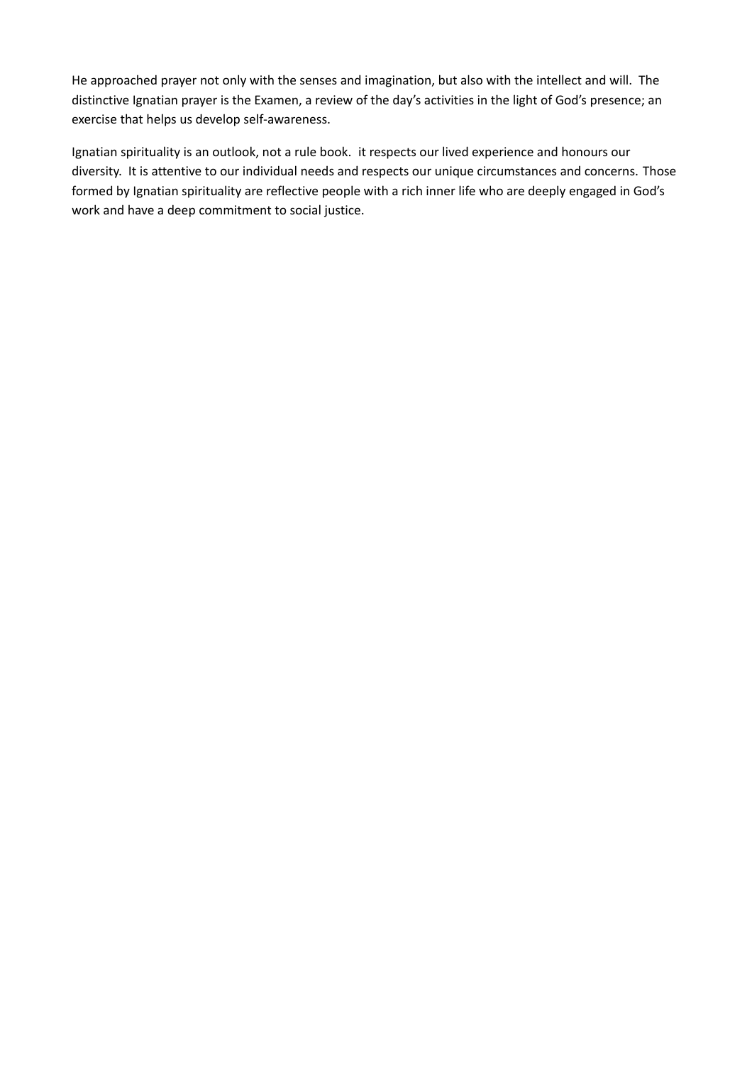He approached prayer not only with the senses and imagination, but also with the intellect and will. The distinctive Ignatian prayer is the Examen, a review of the day's activities in the light of God's presence; an exercise that helps us develop self-awareness.

Ignatian spirituality is an outlook, not a rule book. it respects our lived experience and honours our diversity. It is attentive to our individual needs and respects our unique circumstances and concerns. Those formed by Ignatian spirituality are reflective people with a rich inner life who are deeply engaged in God's work and have a deep commitment to social justice.